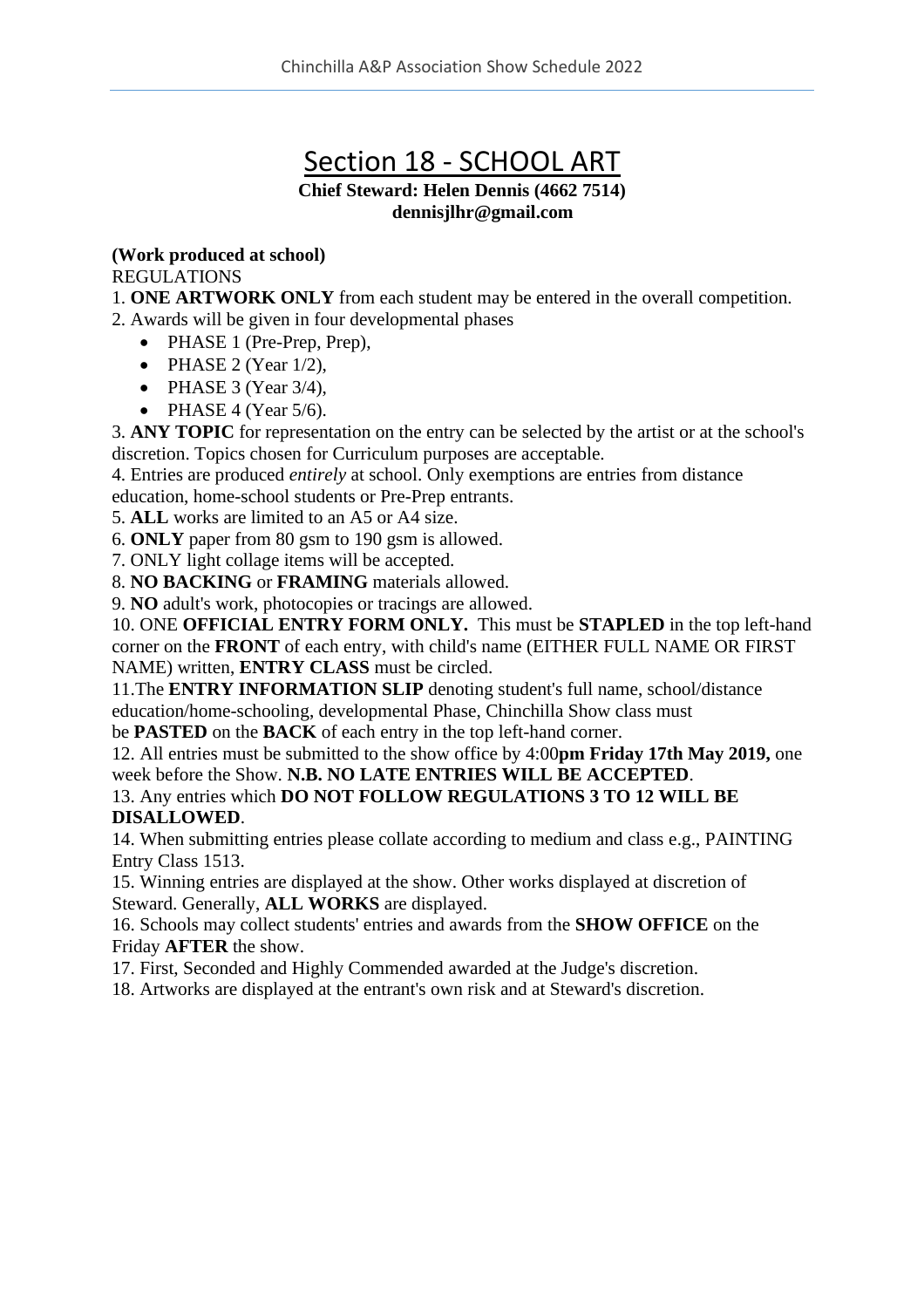# Section 18 - SCHOOL ART

**Chief Steward: Helen Dennis (4662 7514)**
**dennisjlhr@gmail.com**

**(Work produced at school)**

REGULATIONS

1. **ONE ARTWORK ONLY** from each student may be entered in the overall competition.
2. Awards will be given in four developmental phases
   - PHASE 1 (Pre-Prep, Prep),
   - PHASE 2 (Year 1/2),
   - PHASE 3 (Year 3/4),
   - PHASE 4 (Year 5/6).
3. **ANY TOPIC** for representation on the entry can be selected by the artist or at the school's discretion. Topics chosen for Curriculum purposes are acceptable.
4. Entries are produced *entirely* at school. Only exemptions are entries from distance education, home-school students or Pre-Prep entrants.
5. **ALL** works are limited to an A5 or A4 size.
6. **ONLY** paper from 80 gsm to 190 gsm is allowed.
7. ONLY light collage items will be accepted.
8. **NO BACKING** or **FRAMING** materials allowed.
9. **NO** adult's work, photocopies or tracings are allowed.
10. ONE **OFFICIAL ENTRY FORM ONLY.** This must be **STAPLED** in the top left-hand corner on the **FRONT** of each entry, with child's name (EITHER FULL NAME OR FIRST NAME) written, **ENTRY CLASS** must be circled.
11. The **ENTRY INFORMATION SLIP** denoting student's full name, school/distance education/home-schooling, developmental Phase, Chinchilla Show class must be **PASTED** on the **BACK** of each entry in the top left-hand corner.
12. All entries must be submitted to the show office by 4:00**pm Friday 17th May 2019,** one week before the Show. **N.B. NO LATE ENTRIES WILL BE ACCEPTED**.
13. Any entries which **DO NOT FOLLOW REGULATIONS 3 TO 12 WILL BE DISALLOWED**.
14. When submitting entries please collate according to medium and class e.g., PAINTING Entry Class 1513.
15. Winning entries are displayed at the show. Other works displayed at discretion of Steward. Generally, **ALL WORKS** are displayed.
16. Schools may collect students' entries and awards from the **SHOW OFFICE** on the Friday **AFTER** the show.
17. First, Seconded and Highly Commended awarded at the Judge's discretion.
18. Artworks are displayed at the entrant's own risk and at Steward's discretion.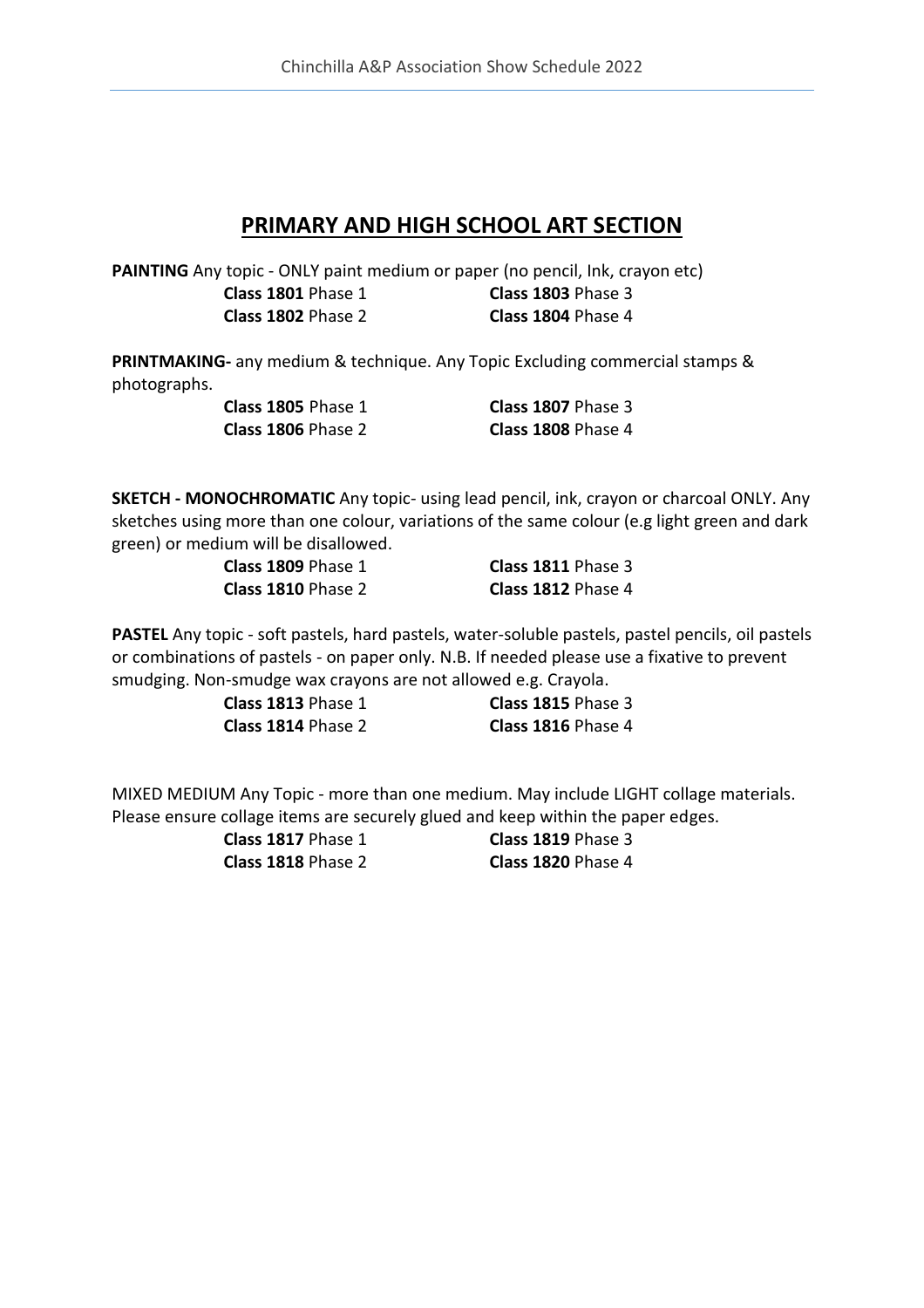## PRIMARY AND HIGH SCHOOL ART SECTION

**PAINTING** Any topic - ONLY paint medium or paper (no pencil, Ink, crayon etc)

**Class 1801** Phase 1
**Class 1802** Phase 2
**Class 1803** Phase 3
**Class 1804** Phase 4

**PRINTMAKING-** any medium & technique. Any Topic Excluding commercial stamps & photographs.

**Class 1805** Phase 1
**Class 1806** Phase 2
**Class 1807** Phase 3
**Class 1808** Phase 4

**SKETCH - MONOCHROMATIC** Any topic- using lead pencil, ink, crayon or charcoal ONLY. Any sketches using more than one colour, variations of the same colour (e.g light green and dark green) or medium will be disallowed.

**Class 1809** Phase 1
**Class 1810** Phase 2
**Class 1811** Phase 3
**Class 1812** Phase 4

**PASTEL** Any topic - soft pastels, hard pastels, water-soluble pastels, pastel pencils, oil pastels or combinations of pastels - on paper only. N.B. If needed please use a fixative to prevent smudging. Non-smudge wax crayons are not allowed e.g. Crayola.

**Class 1813** Phase 1
**Class 1814** Phase 2
**Class 1815** Phase 3
**Class 1816** Phase 4

MIXED MEDIUM Any Topic - more than one medium. May include LIGHT collage materials. Please ensure collage items are securely glued and keep within the paper edges.

**Class 1817** Phase 1
**Class 1818** Phase 2
**Class 1819** Phase 3
**Class 1820** Phase 4